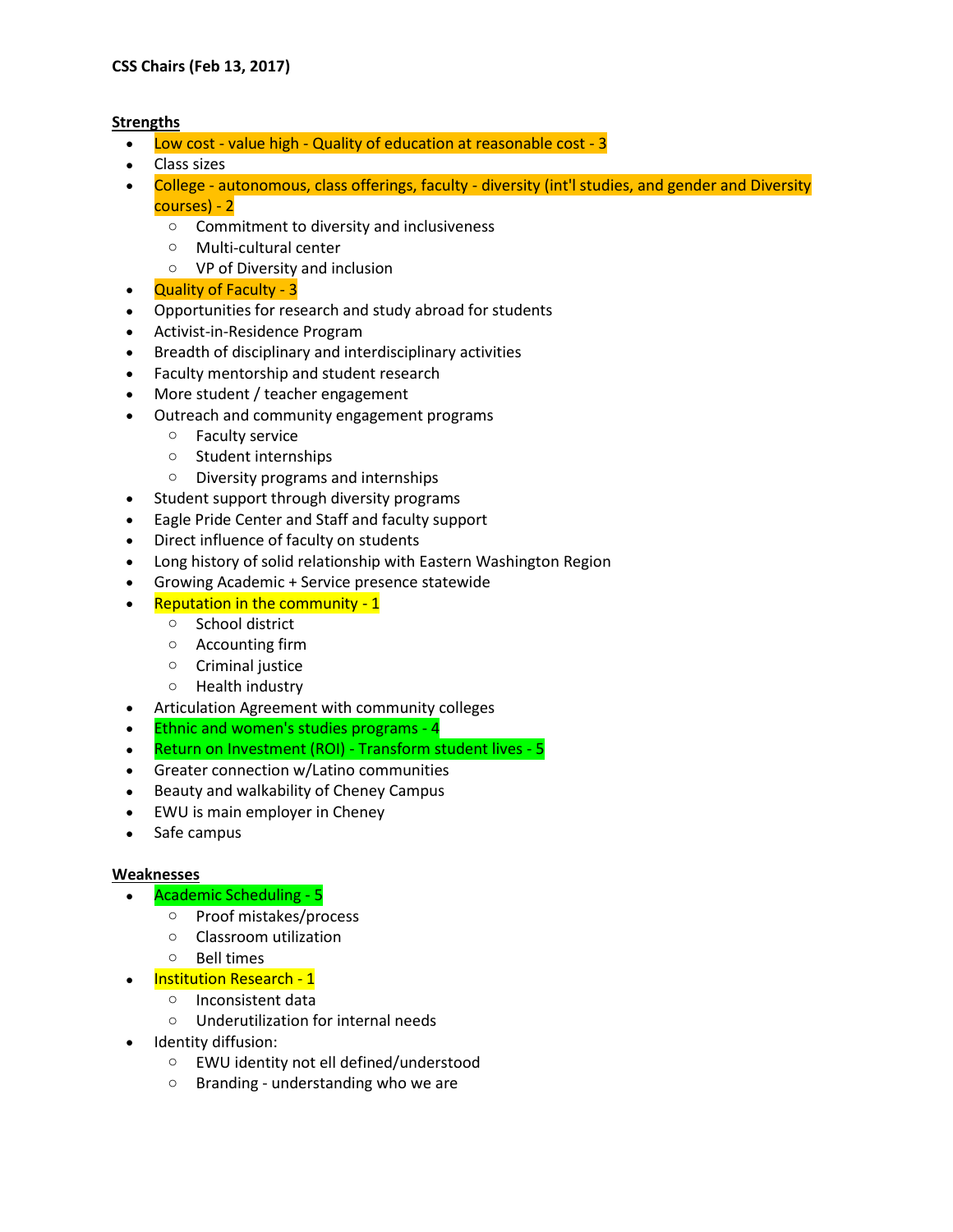**CSS Chairs (Feb 13, 2017)**

**Strengths**

- Low cost - value high - Quality of education at reasonable cost - 3
- Class sizes
- College - autonomous, class offerings, faculty - diversity (int'l studies, and gender and Diversity courses) - 2
    - Commitment to diversity and inclusiveness
    - Multi-cultural center
    - VP of Diversity and inclusion
- Quality of Faculty - 3
- Opportunities for research and study abroad for students
- Activist-in-Residence Program
- Breadth of disciplinary and interdisciplinary activities
- Faculty mentorship and student research
- More student / teacher engagement
- Outreach and community engagement programs
    - Faculty service
    - Student internships
    - Diversity programs and internships
- Student support through diversity programs
- Eagle Pride Center and Staff and faculty support
- Direct influence of faculty on students
- Long history of solid relationship with Eastern Washington Region
- Growing Academic + Service presence statewide
- Reputation in the community - 1
    - School district
    - Accounting firm
    - Criminal justice
    - Health industry
- Articulation Agreement with community colleges
- Ethnic and women's studies programs - 4
- Return on Investment (ROI) - Transform student lives - 5
- Greater connection w/Latino communities
- Beauty and walkability of Cheney Campus
- EWU is main employer in Cheney
- Safe campus

**Weaknesses**

- Academic Scheduling - 5
    - Proof mistakes/process
    - Classroom utilization
    - Bell times
- Institution Research - 1
    - Inconsistent data
    - Underutilization for internal needs
- Identity diffusion:
    - EWU identity not ell defined/understood
    - Branding - understanding who we are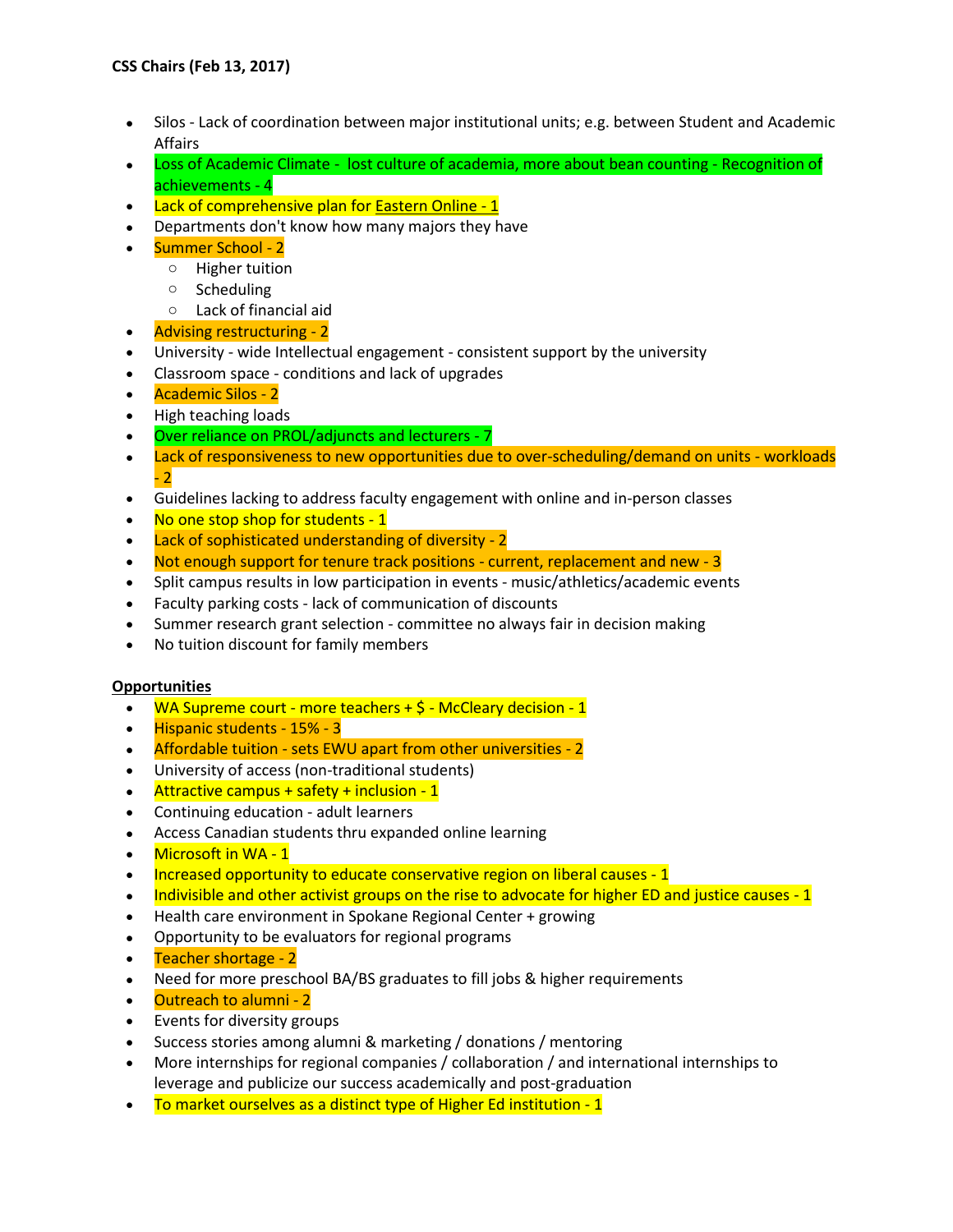**CSS Chairs (Feb 13, 2017)**

- Silos - Lack of coordination between major institutional units; e.g. between Student and Academic Affairs
- Loss of Academic Climate - lost culture of academia, more about bean counting - Recognition of achievements - 4
- Lack of comprehensive plan for Eastern Online - 1
- Departments don't know how many majors they have
- Summer School - 2
  - Higher tuition
  - Scheduling
  - Lack of financial aid
- Advising restructuring - 2
- University - wide Intellectual engagement - consistent support by the university
- Classroom space - conditions and lack of upgrades
- Academic Silos - 2
- High teaching loads
- Over reliance on PROL/adjuncts and lecturers - 7
- Lack of responsiveness to new opportunities due to over-scheduling/demand on units - workloads - 2
- Guidelines lacking to address faculty engagement with online and in-person classes
- No one stop shop for students - 1
- Lack of sophisticated understanding of diversity - 2
- Not enough support for tenure track positions - current, replacement and new - 3
- Split campus results in low participation in events - music/athletics/academic events
- Faculty parking costs - lack of communication of discounts
- Summer research grant selection - committee no always fair in decision making
- No tuition discount for family members

**Opportunities**

- WA Supreme court - more teachers + $ - McCleary decision - 1
- Hispanic students - 15% - 3
- Affordable tuition - sets EWU apart from other universities - 2
- University of access (non-traditional students)
- Attractive campus + safety + inclusion - 1
- Continuing education - adult learners
- Access Canadian students thru expanded online learning
- Microsoft in WA - 1
- Increased opportunity to educate conservative region on liberal causes - 1
- Indivisible and other activist groups on the rise to advocate for higher ED and justice causes - 1
- Health care environment in Spokane Regional Center + growing
- Opportunity to be evaluators for regional programs
- Teacher shortage - 2
- Need for more preschool BA/BS graduates to fill jobs & higher requirements
- Outreach to alumni - 2
- Events for diversity groups
- Success stories among alumni & marketing / donations / mentoring
- More internships for regional companies / collaboration / and international internships to leverage and publicize our success academically and post-graduation
- To market ourselves as a distinct type of Higher Ed institution - 1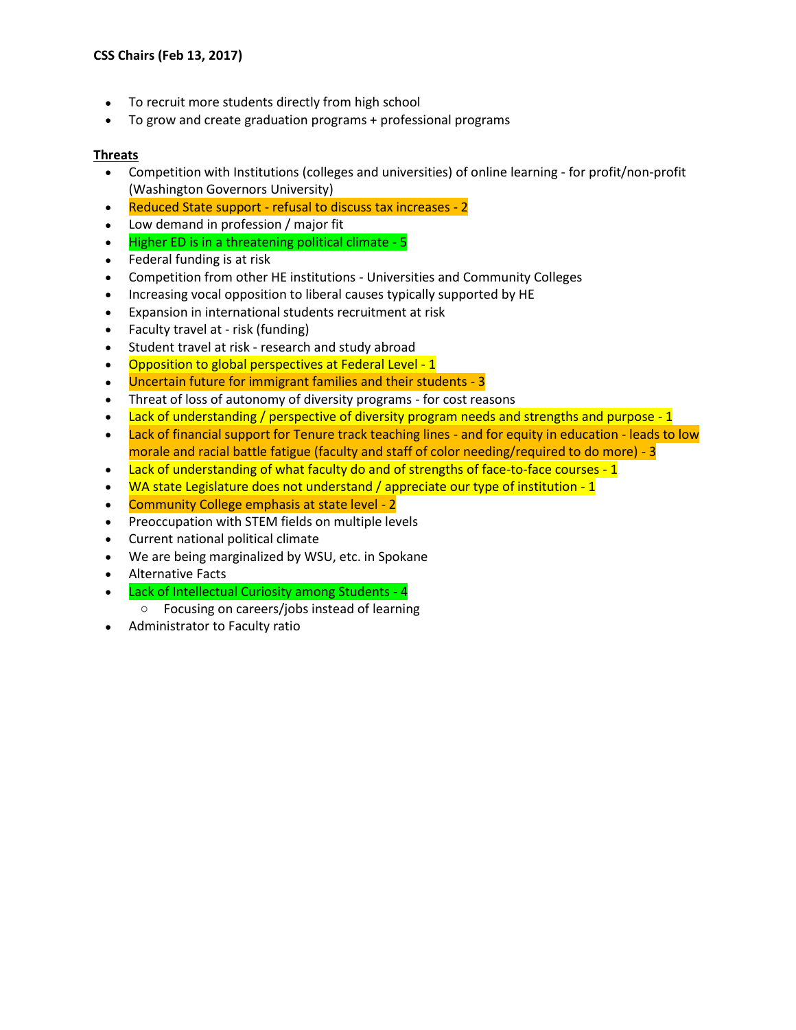**CSS Chairs (Feb 13, 2017)**

- To recruit more students directly from high school
- To grow and create graduation programs + professional programs

__Threats__

- Competition with Institutions (colleges and universities) of online learning - for profit/non-profit (Washington Governors University)
- Reduced State support - refusal to discuss tax increases - 2
- Low demand in profession / major fit
- Higher ED is in a threatening political climate - 5
- Federal funding is at risk
- Competition from other HE institutions - Universities and Community Colleges
- Increasing vocal opposition to liberal causes typically supported by HE
- Expansion in international students recruitment at risk
- Faculty travel at - risk (funding)
- Student travel at risk - research and study abroad
- Opposition to global perspectives at Federal Level - 1
- Uncertain future for immigrant families and their students - 3
- Threat of loss of autonomy of diversity programs - for cost reasons
- Lack of understanding / perspective of diversity program needs and strengths and purpose - 1
- Lack of financial support for Tenure track teaching lines - and for equity in education - leads to low morale and racial battle fatigue (faculty and staff of color needing/required to do more) - 3
- Lack of understanding of what faculty do and of strengths of face-to-face courses - 1
- WA state Legislature does not understand / appreciate our type of institution - 1
- Community College emphasis at state level - 2
- Preoccupation with STEM fields on multiple levels
- Current national political climate
- We are being marginalized by WSU, etc. in Spokane
- Alternative Facts
- Lack of Intellectual Curiosity among Students - 4
    - Focusing on careers/jobs instead of learning
- Administrator to Faculty ratio